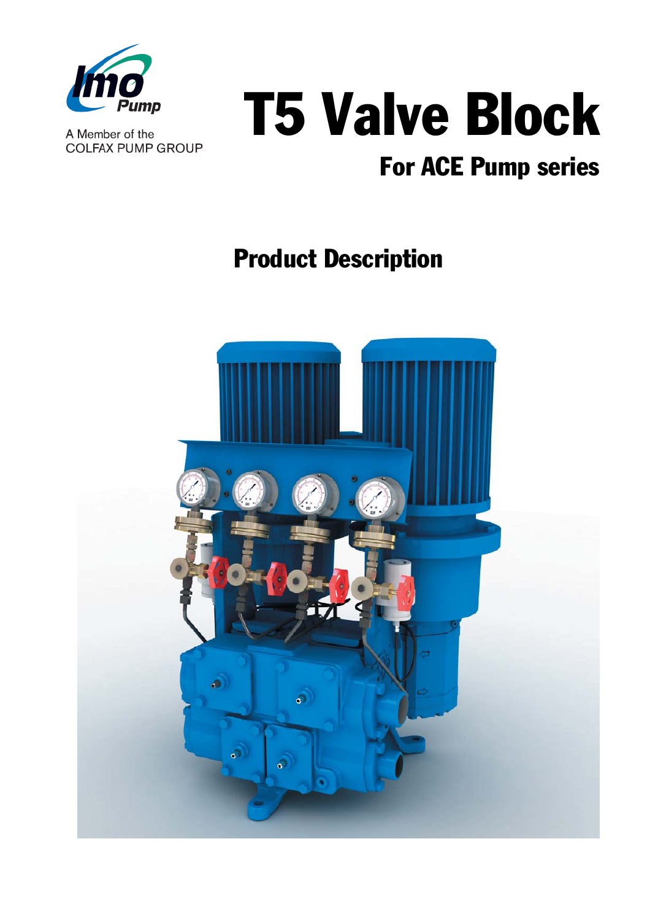Imo Pump

A Member of the
COLFAX PUMP GROUP

# T5 Valve Block

## For ACE Pump series

## Product Description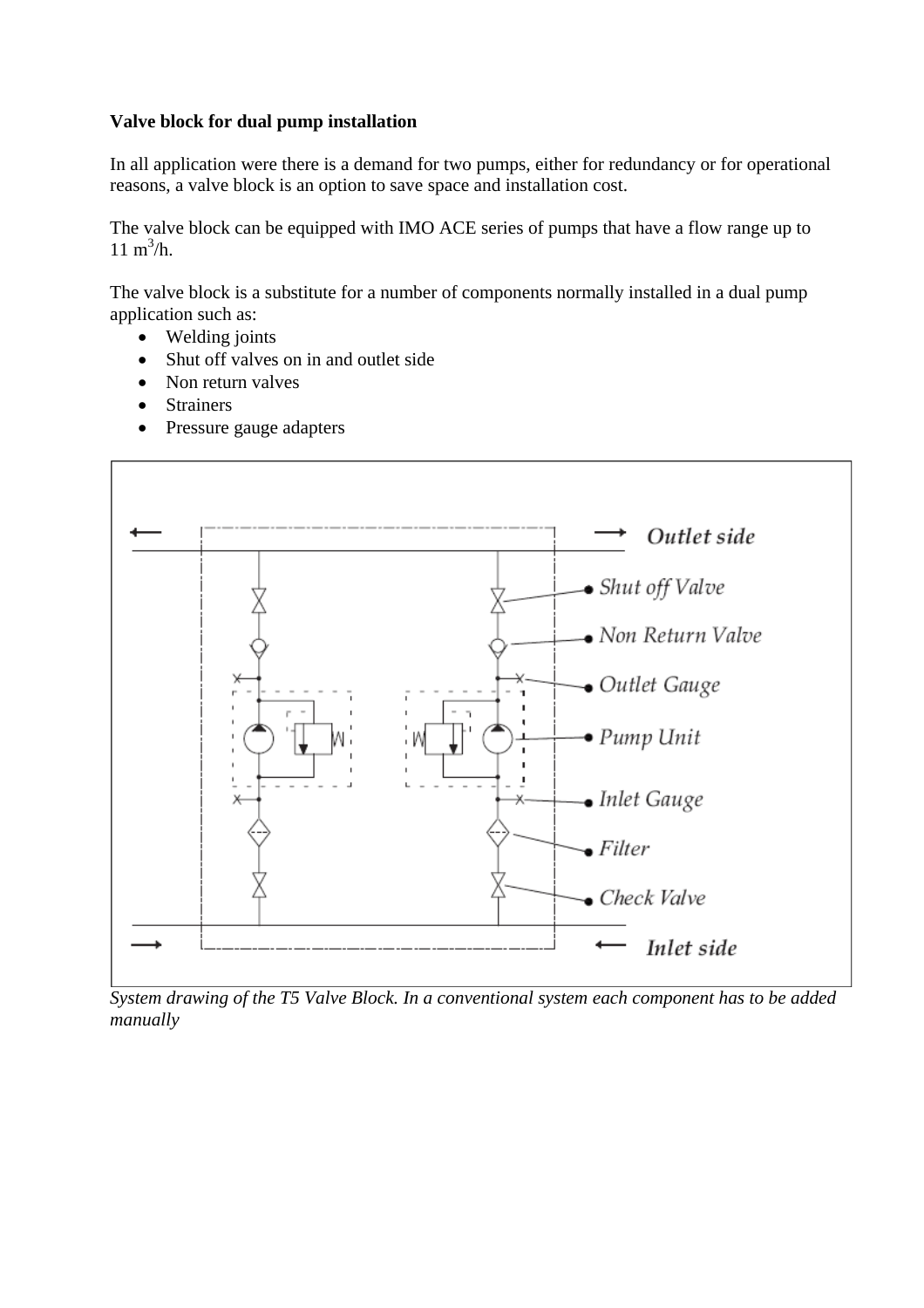**Valve block for dual pump installation**

In all application were there is a demand for two pumps, either for redundancy or for operational reasons, a valve block is an option to save space and installation cost.

The valve block can be equipped with IMO ACE series of pumps that have a flow range up to 11 $m^3$/h.

The valve block is a substitute for a number of components normally installed in a dual pump application such as:

- Welding joints
- Shut off valves on in and outlet side
- Non return valves
- Strainers
- Pressure gauge adapters

*System drawing of the T5 Valve Block. In a conventional system each component has to be added manually*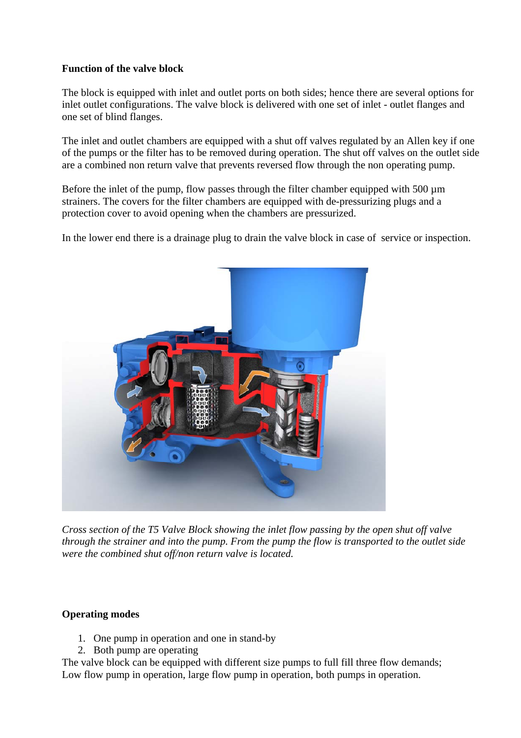**Function of the valve block**

The block is equipped with inlet and outlet ports on both sides; hence there are several options for inlet outlet configurations. The valve block is delivered with one set of inlet - outlet flanges and one set of blind flanges.

The inlet and outlet chambers are equipped with a shut off valves regulated by an Allen key if one of the pumps or the filter has to be removed during operation. The shut off valves on the outlet side are a combined non return valve that prevents reversed flow through the non operating pump.

Before the inlet of the pump, flow passes through the filter chamber equipped with 500 µm strainers. The covers for the filter chambers are equipped with de-pressurizing plugs and a protection cover to avoid opening when the chambers are pressurized.

In the lower end there is a drainage plug to drain the valve block in case of service or inspection.

*Cross section of the T5 Valve Block showing the inlet flow passing by the open shut off valve through the strainer and into the pump. From the pump the flow is transported to the outlet side were the combined shut off/non return valve is located.*

**Operating modes**

1. One pump in operation and one in stand-by
2. Both pump are operating

The valve block can be equipped with different size pumps to full fill three flow demands; Low flow pump in operation, large flow pump in operation, both pumps in operation.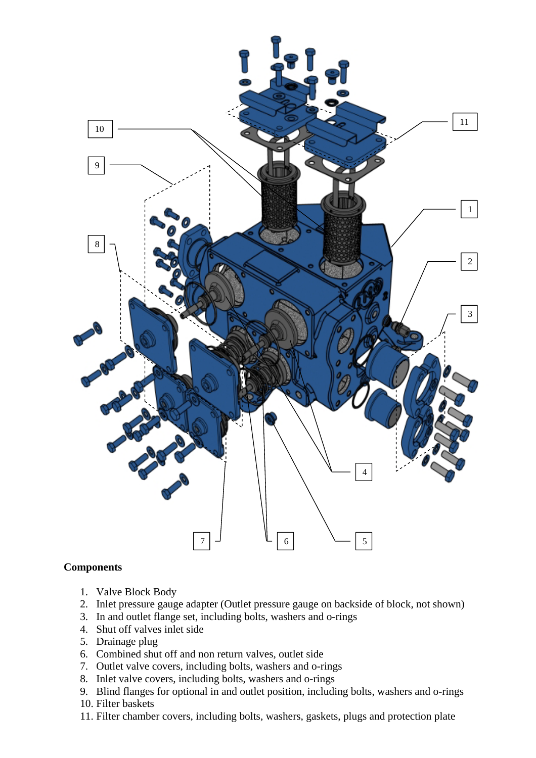**Components**

1. Valve Block Body
2. Inlet pressure gauge adapter (Outlet pressure gauge on backside of block, not shown)
3. In and outlet flange set, including bolts, washers and o-rings
4. Shut off valves inlet side
5. Drainage plug
6. Combined shut off and non return valves, outlet side
7. Outlet valve covers, including bolts, washers and o-rings
8. Inlet valve covers, including bolts, washers and o-rings
9. Blind flanges for optional in and outlet position, including bolts, washers and o-rings
10. Filter baskets
11. Filter chamber covers, including bolts, washers, gaskets, plugs and protection plate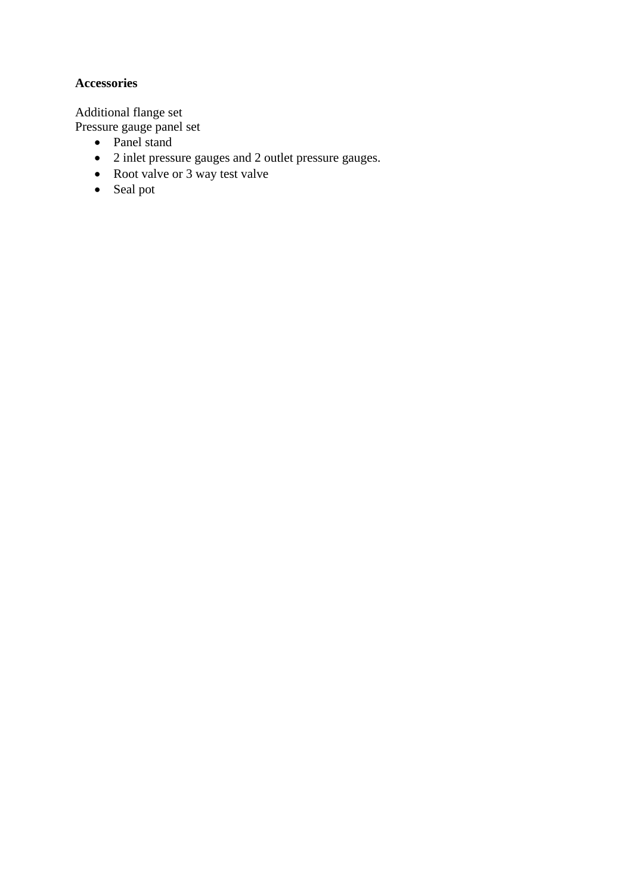**Accessories**

Additional flange set
Pressure gauge panel set

- Panel stand
- 2 inlet pressure gauges and 2 outlet pressure gauges.
- Root valve or 3 way test valve
- Seal pot